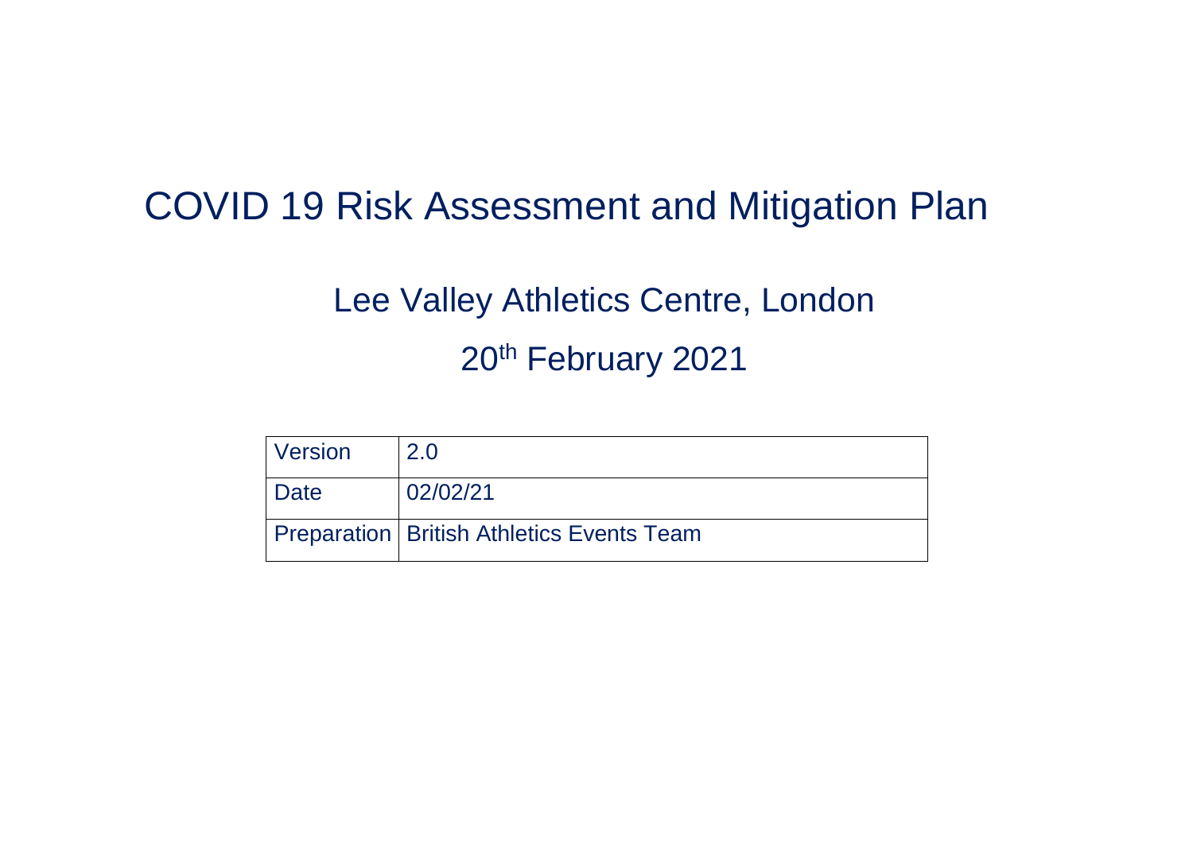# COVID 19 Risk Assessment and Mitigation Plan

## Lee Valley Athletics Centre, London

## 20th February 2021

| Version | 2.0 |
|---|---|
| Date | 02/02/21 |
| Preparation | British Athletics Events Team |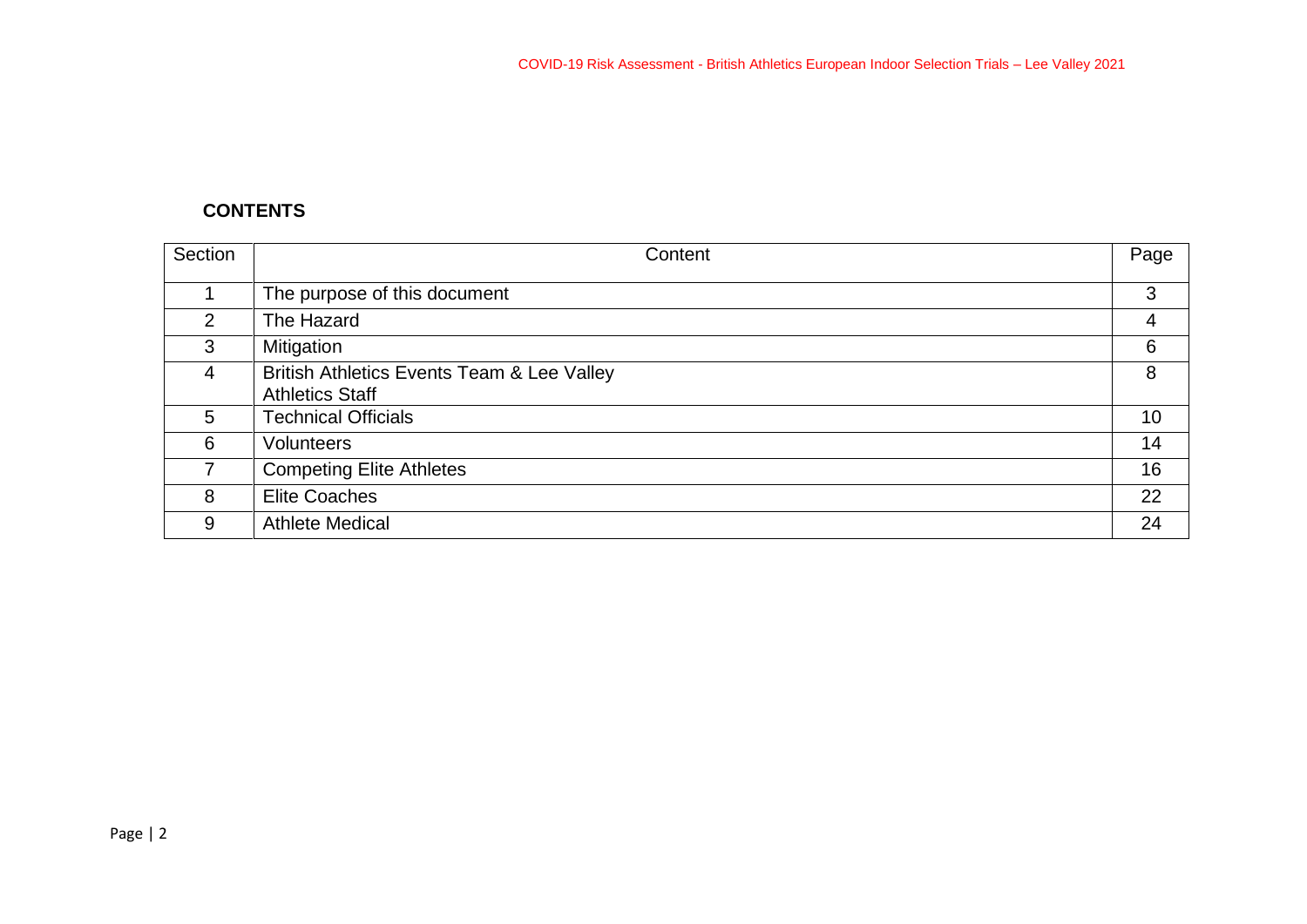**CONTENTS**

| Section | Content | Page |
|---|---|---|
| 1 | The purpose of this document | 3 |
| 2 | The Hazard | 4 |
| 3 | Mitigation | 6 |
| 4 | British Athletics Events Team & Lee Valley Athletics Staff | 8 |
| 5 | Technical Officials | 10 |
| 6 | Volunteers | 14 |
| 7 | Competing Elite Athletes | 16 |
| 8 | Elite Coaches | 22 |
| 9 | Athlete Medical | 24 |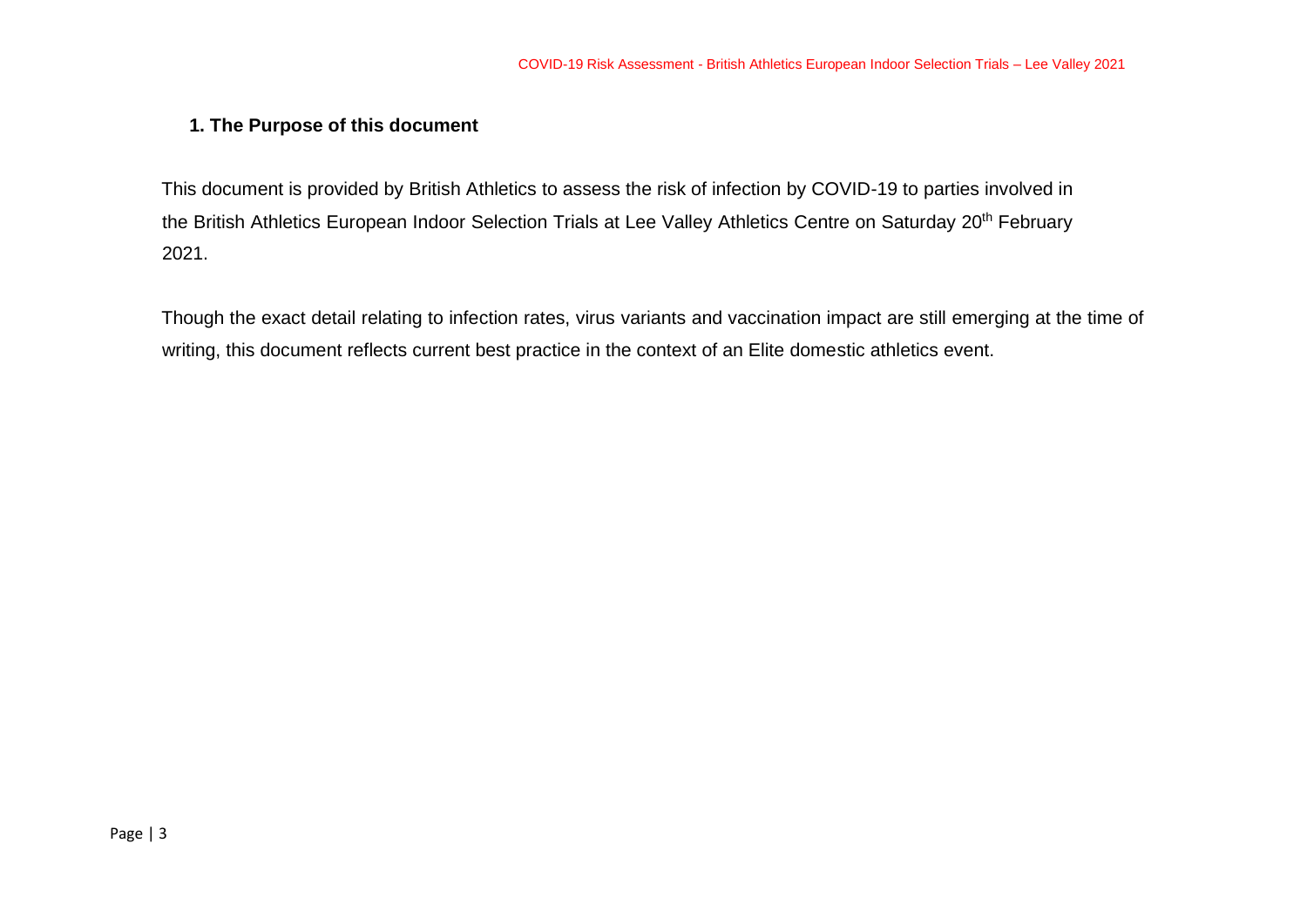## 1. The Purpose of this document

This document is provided by British Athletics to assess the risk of infection by COVID-19 to parties involved in the British Athletics European Indoor Selection Trials at Lee Valley Athletics Centre on Saturday 20th February 2021.

Though the exact detail relating to infection rates, virus variants and vaccination impact are still emerging at the time of writing, this document reflects current best practice in the context of an Elite domestic athletics event.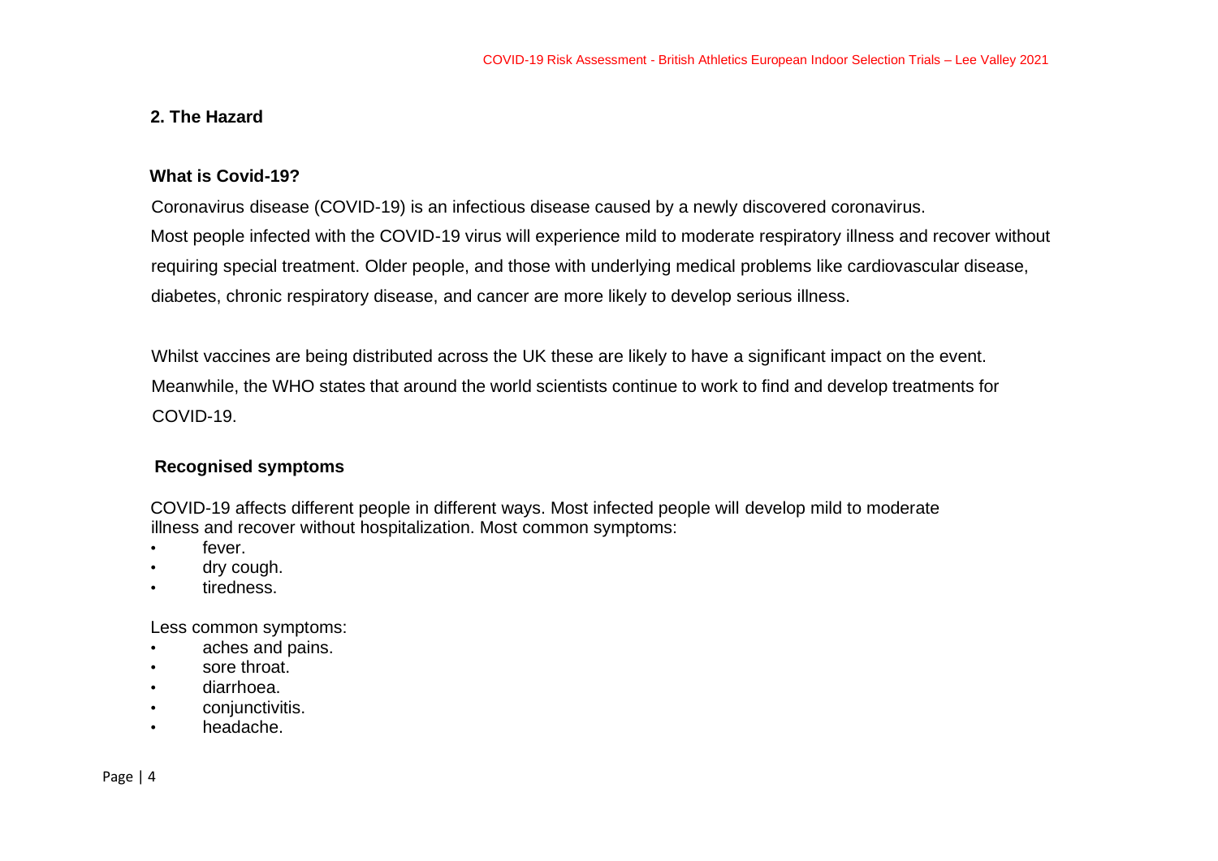## 2. The Hazard

### What is Covid-19?

Coronavirus disease (COVID-19) is an infectious disease caused by a newly discovered coronavirus.
Most people infected with the COVID-19 virus will experience mild to moderate respiratory illness and recover without requiring special treatment. Older people, and those with underlying medical problems like cardiovascular disease, diabetes, chronic respiratory disease, and cancer are more likely to develop serious illness.

Whilst vaccines are being distributed across the UK these are likely to have a significant impact on the event. Meanwhile, the WHO states that around the world scientists continue to work to find and develop treatments for COVID-19.

### Recognised symptoms

COVID-19 affects different people in different ways. Most infected people will develop mild to moderate illness and recover without hospitalization. Most common symptoms:

- fever.
- dry cough.
- tiredness.

Less common symptoms:

- aches and pains.
- sore throat.
- diarrhoea.
- conjunctivitis.
- headache.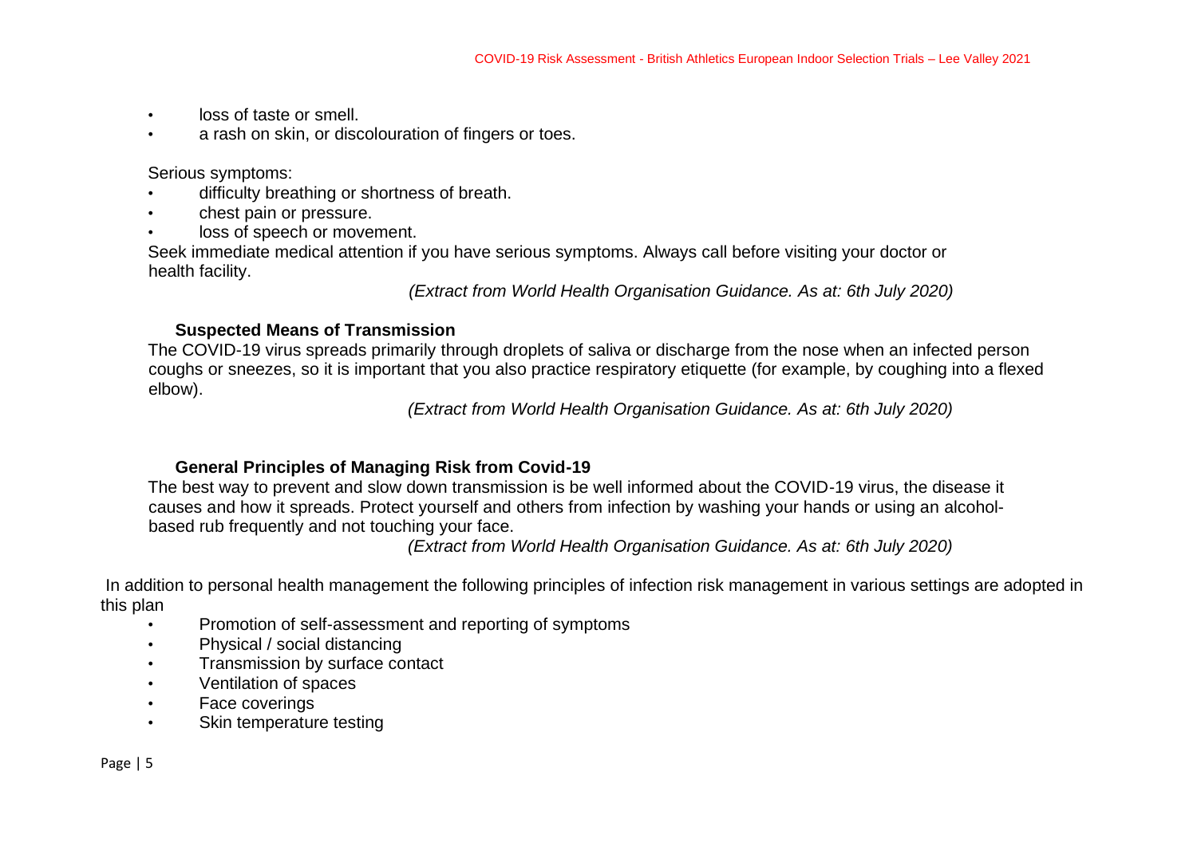- loss of taste or smell.
- a rash on skin, or discolouration of fingers or toes.

Serious symptoms:

- difficulty breathing or shortness of breath.
- chest pain or pressure.
- loss of speech or movement.

Seek immediate medical attention if you have serious symptoms. Always call before visiting your doctor or health facility.

*(Extract from World Health Organisation Guidance. As at: 6th July 2020)*

### Suspected Means of Transmission

The COVID-19 virus spreads primarily through droplets of saliva or discharge from the nose when an infected person coughs or sneezes, so it is important that you also practice respiratory etiquette (for example, by coughing into a flexed elbow).

*(Extract from World Health Organisation Guidance. As at: 6th July 2020)*

### General Principles of Managing Risk from Covid-19

The best way to prevent and slow down transmission is be well informed about the COVID-19 virus, the disease it causes and how it spreads. Protect yourself and others from infection by washing your hands or using an alcohol-based rub frequently and not touching your face.

*(Extract from World Health Organisation Guidance. As at: 6th July 2020)*

In addition to personal health management the following principles of infection risk management in various settings are adopted in this plan

- Promotion of self-assessment and reporting of symptoms
- Physical / social distancing
- Transmission by surface contact
- Ventilation of spaces
- Face coverings
- Skin temperature testing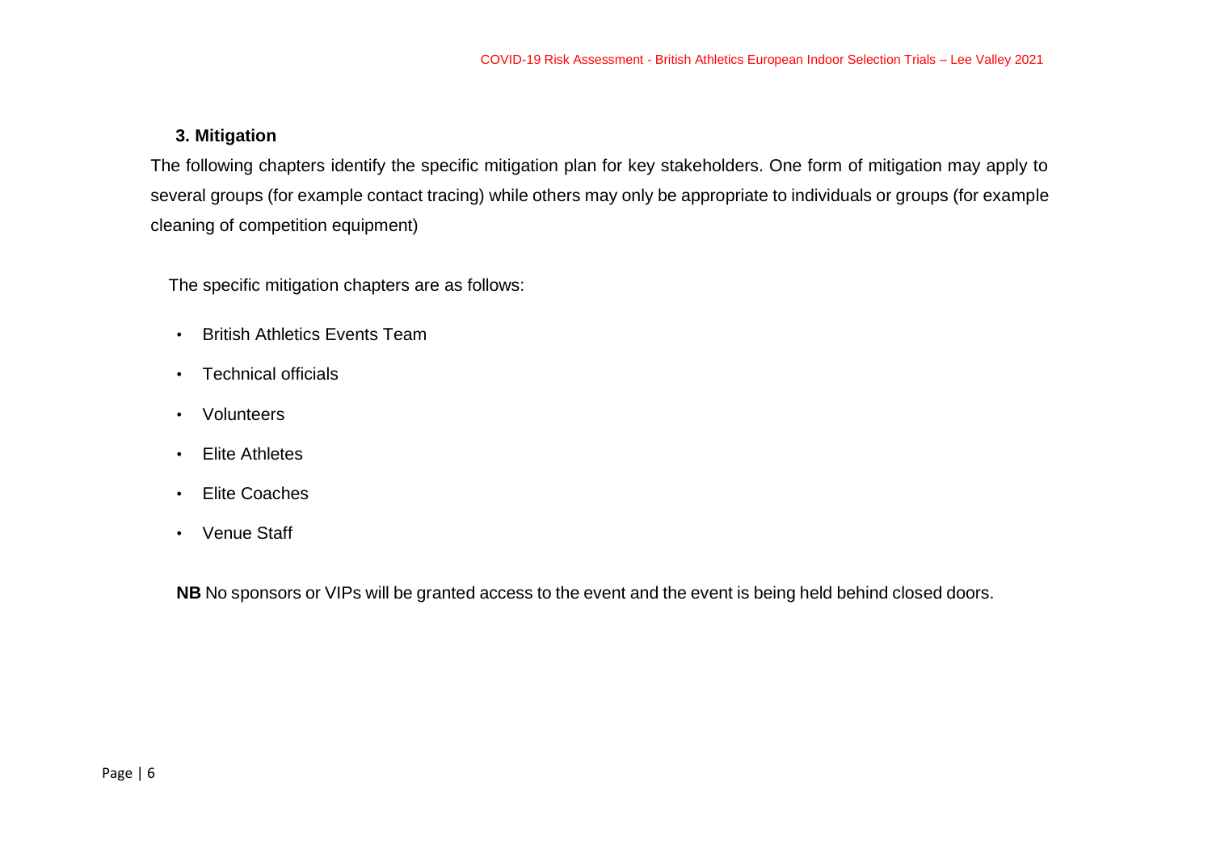## 3. Mitigation

The following chapters identify the specific mitigation plan for key stakeholders. One form of mitigation may apply to several groups (for example contact tracing) while others may only be appropriate to individuals or groups (for example cleaning of competition equipment)

The specific mitigation chapters are as follows:

- British Athletics Events Team
- Technical officials
- Volunteers
- Elite Athletes
- Elite Coaches
- Venue Staff

**NB** No sponsors or VIPs will be granted access to the event and the event is being held behind closed doors.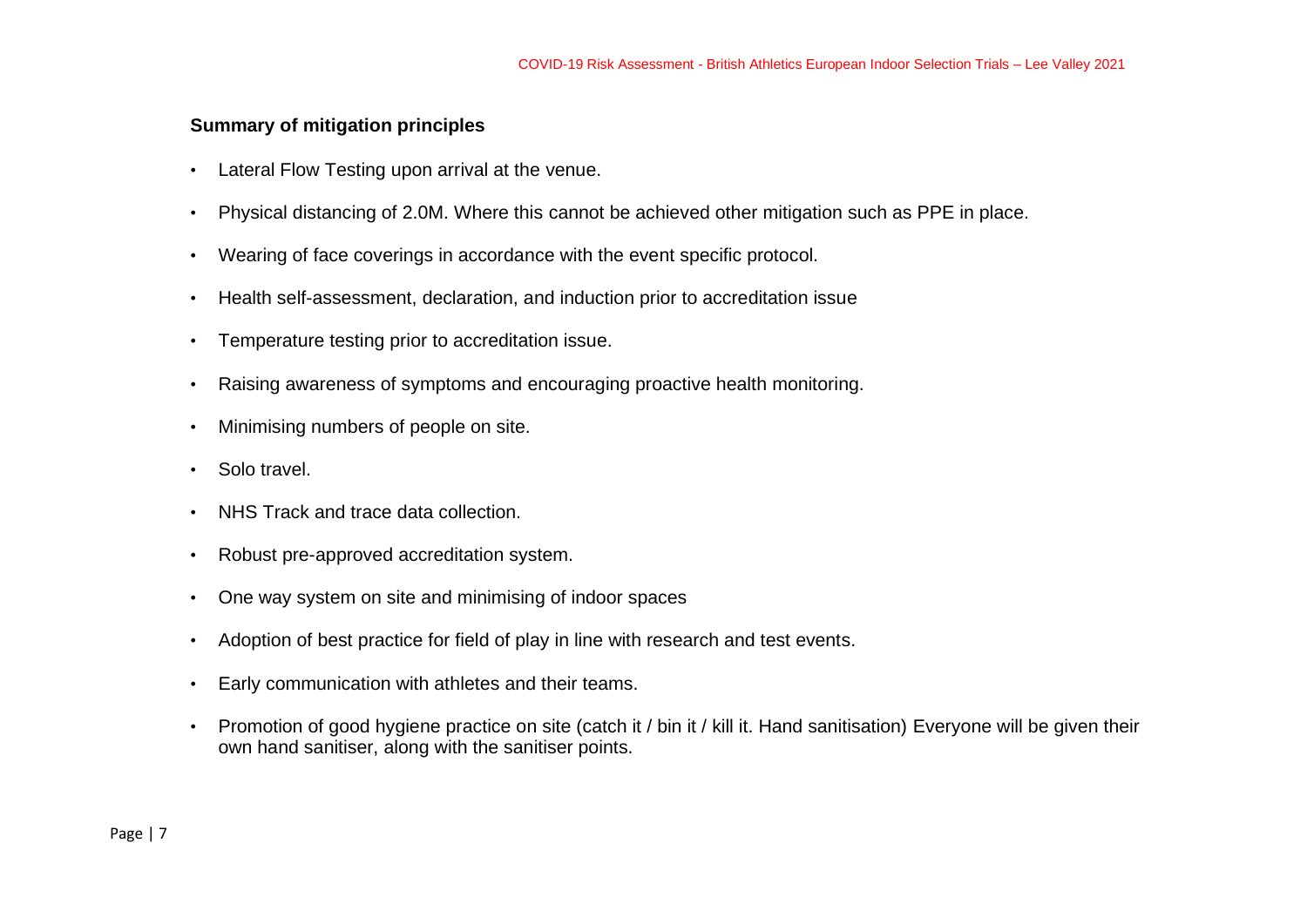**Summary of mitigation principles**

- Lateral Flow Testing upon arrival at the venue.
- Physical distancing of 2.0M. Where this cannot be achieved other mitigation such as PPE in place.
- Wearing of face coverings in accordance with the event specific protocol.
- Health self-assessment, declaration, and induction prior to accreditation issue
- Temperature testing prior to accreditation issue.
- Raising awareness of symptoms and encouraging proactive health monitoring.
- Minimising numbers of people on site.
- Solo travel.
- NHS Track and trace data collection.
- Robust pre-approved accreditation system.
- One way system on site and minimising of indoor spaces
- Adoption of best practice for field of play in line with research and test events.
- Early communication with athletes and their teams.
- Promotion of good hygiene practice on site (catch it / bin it / kill it. Hand sanitisation) Everyone will be given their own hand sanitiser, along with the sanitiser points.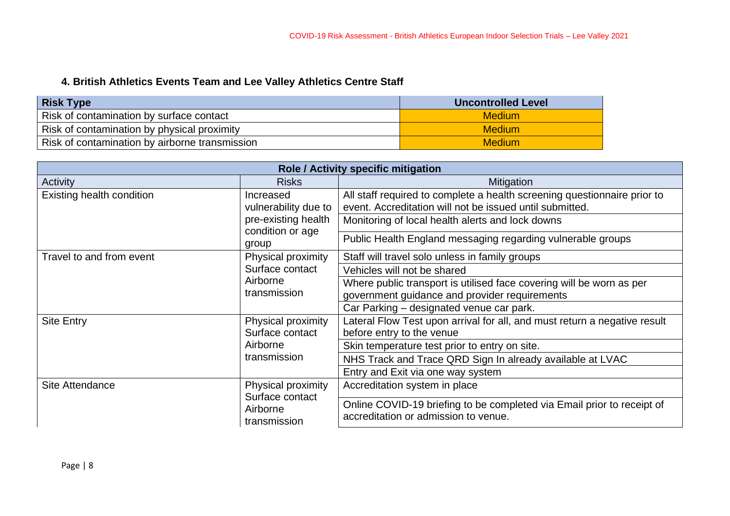## 4. British Athletics Events Team and Lee Valley Athletics Centre Staff

| Risk Type | Uncontrolled Level |
| --- | --- |
| Risk of contamination by surface contact | Medium |
| Risk of contamination by physical proximity | Medium |
| Risk of contamination by airborne transmission | Medium |

| Role / Activity specific mitigation | | |
| --- | --- | --- |
| Activity | Risks | Mitigation |
| Existing health condition | Increased vulnerability due to pre-existing health condition or age group | All staff required to complete a health screening questionnaire prior to event. Accreditation will not be issued until submitted. |
| | | Monitoring of local health alerts and lock downs |
| | | Public Health England messaging regarding vulnerable groups |
| Travel to and from event | Physical proximity Surface contact Airborne transmission | Staff will travel solo unless in family groups |
| | | Vehicles will not be shared |
| | | Where public transport is utilised face covering will be worn as per government guidance and provider requirements |
| | | Car Parking – designated venue car park. |
| Site Entry | Physical proximity Surface contact Airborne transmission | Lateral Flow Test upon arrival for all, and must return a negative result before entry to the venue |
| | | Skin temperature test prior to entry on site. |
| | | NHS Track and Trace QRD Sign In already available at LVAC |
| | | Entry and Exit via one way system |
| Site Attendance | Physical proximity Surface contact Airborne transmission | Accreditation system in place |
| | | Online COVID-19 briefing to be completed via Email prior to receipt of accreditation or admission to venue. |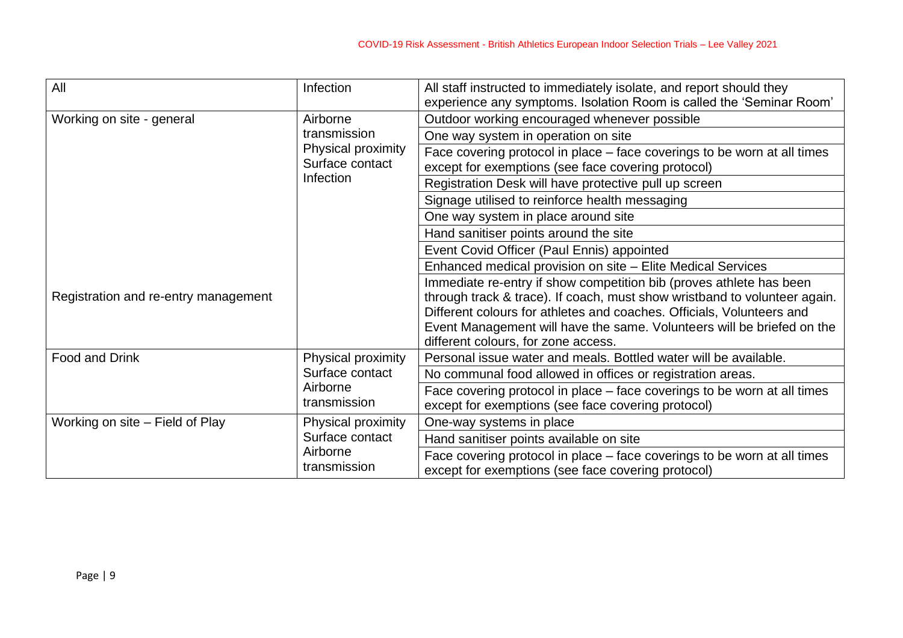| All | Infection | All staff instructed to immediately isolate, and report should they experience any symptoms. Isolation Room is called the 'Seminar Room' |
|---|---|---|
| Working on site - general | Airborne transmission<br>Physical proximity<br>Surface contact<br>Infection | Outdoor working encouraged whenever possible |
| | | One way system in operation on site |
| | | Face covering protocol in place – face coverings to be worn at all times except for exemptions (see face covering protocol) |
| | | Registration Desk will have protective pull up screen |
| | | Signage utilised to reinforce health messaging |
| | | One way system in place around site |
| | | Hand sanitiser points around the site |
| | | Event Covid Officer (Paul Ennis) appointed |
| | | Enhanced medical provision on site – Elite Medical Services |
| Registration and re-entry management | | Immediate re-entry if show competition bib (proves athlete has been through track & trace). If coach, must show wristband to volunteer again. Different colours for athletes and coaches. Officials, Volunteers and Event Management will have the same. Volunteers will be briefed on the different colours, for zone access. |
| Food and Drink | Physical proximity<br>Surface contact<br>Airborne transmission | Personal issue water and meals. Bottled water will be available. |
| | | No communal food allowed in offices or registration areas. |
| | | Face covering protocol in place – face coverings to be worn at all times except for exemptions (see face covering protocol) |
| Working on site – Field of Play | Physical proximity<br>Surface contact<br>Airborne transmission | One-way systems in place |
| | | Hand sanitiser points available on site |
| | | Face covering protocol in place – face coverings to be worn at all times except for exemptions (see face covering protocol) |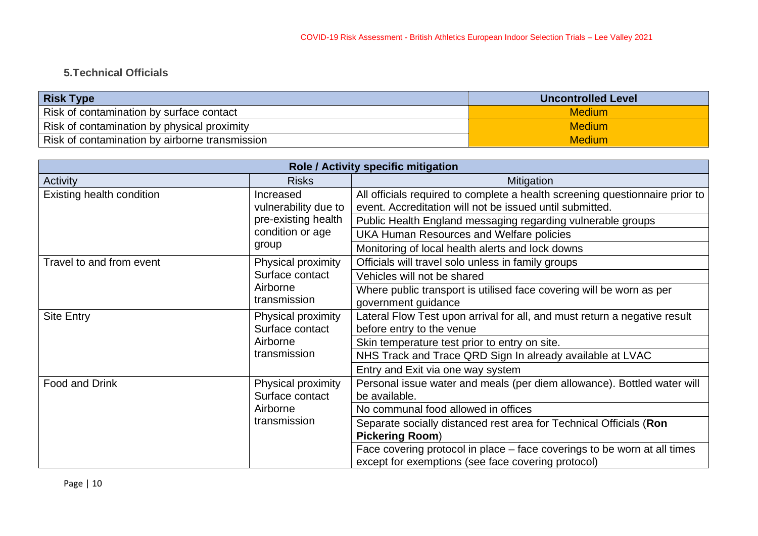### 5.Technical Officials

| Risk Type | Uncontrolled Level |
| --- | --- |
| Risk of contamination by surface contact | Medium |
| Risk of contamination by physical proximity | Medium |
| Risk of contamination by airborne transmission | Medium |

| Role / Activity specific mitigation | | |
| --- | --- | --- |
| Activity | Risks | Mitigation |
| Existing health condition | Increased vulnerability due to pre-existing health condition or age group | All officials required to complete a health screening questionnaire prior to event. Accreditation will not be issued until submitted. |
| | | Public Health England messaging regarding vulnerable groups |
| | | UKA Human Resources and Welfare policies |
| | | Monitoring of local health alerts and lock downs |
| Travel to and from event | Physical proximity<br>Surface contact<br>Airborne transmission | Officials will travel solo unless in family groups |
| | | Vehicles will not be shared |
| | | Where public transport is utilised face covering will be worn as per government guidance |
| Site Entry | Physical proximity<br>Surface contact<br>Airborne transmission | Lateral Flow Test upon arrival for all, and must return a negative result before entry to the venue |
| | | Skin temperature test prior to entry on site. |
| | | NHS Track and Trace QRD Sign In already available at LVAC |
| | | Entry and Exit via one way system |
| Food and Drink | Physical proximity<br>Surface contact<br>Airborne transmission | Personal issue water and meals (per diem allowance). Bottled water will be available. |
| | | No communal food allowed in offices |
| | | Separate socially distanced rest area for Technical Officials (**Ron Pickering Room**) |
| | | Face covering protocol in place – face coverings to be worn at all times except for exemptions (see face covering protocol) |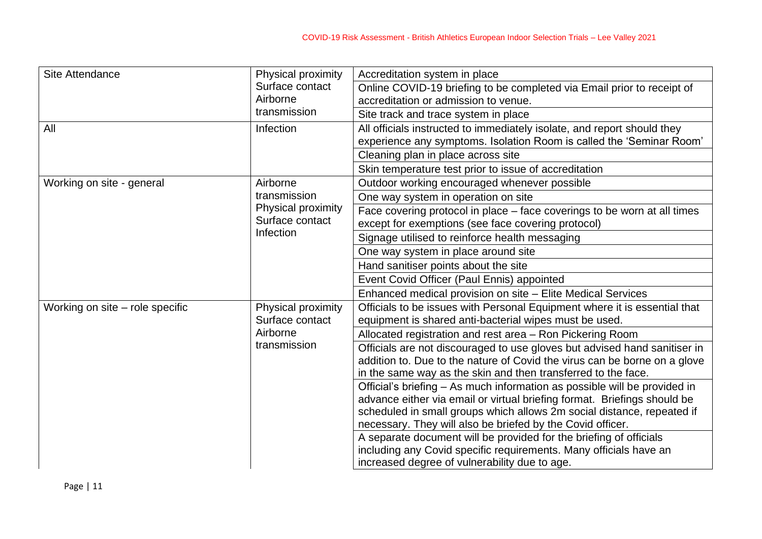| Site Attendance | Physical proximity Surface contact Airborne transmission | Accreditation system in place |
|---|---|---|
| | | Online COVID-19 briefing to be completed via Email prior to receipt of accreditation or admission to venue. |
| | | Site track and trace system in place |
| All | Infection | All officials instructed to immediately isolate, and report should they experience any symptoms. Isolation Room is called the 'Seminar Room' |
| | | Cleaning plan in place across site |
| | | Skin temperature test prior to issue of accreditation |
| Working on site - general | Airborne transmission Physical proximity Surface contact Infection | Outdoor working encouraged whenever possible |
| | | One way system in operation on site |
| | | Face covering protocol in place – face coverings to be worn at all times except for exemptions (see face covering protocol) |
| | | Signage utilised to reinforce health messaging |
| | | One way system in place around site |
| | | Hand sanitiser points about the site |
| | | Event Covid Officer (Paul Ennis) appointed |
| | | Enhanced medical provision on site – Elite Medical Services |
| Working on site – role specific | Physical proximity Surface contact Airborne transmission | Officials to be issues with Personal Equipment where it is essential that equipment is shared anti-bacterial wipes must be used. |
| | | Allocated registration and rest area – Ron Pickering Room |
| | | Officials are not discouraged to use gloves but advised hand sanitiser in addition to. Due to the nature of Covid the virus can be borne on a glove in the same way as the skin and then transferred to the face. |
| | | Official's briefing – As much information as possible will be provided in advance either via email or virtual briefing format. Briefings should be scheduled in small groups which allows 2m social distance, repeated if necessary. They will also be briefed by the Covid officer. |
| | | A separate document will be provided for the briefing of officials including any Covid specific requirements. Many officials have an increased degree of vulnerability due to age. |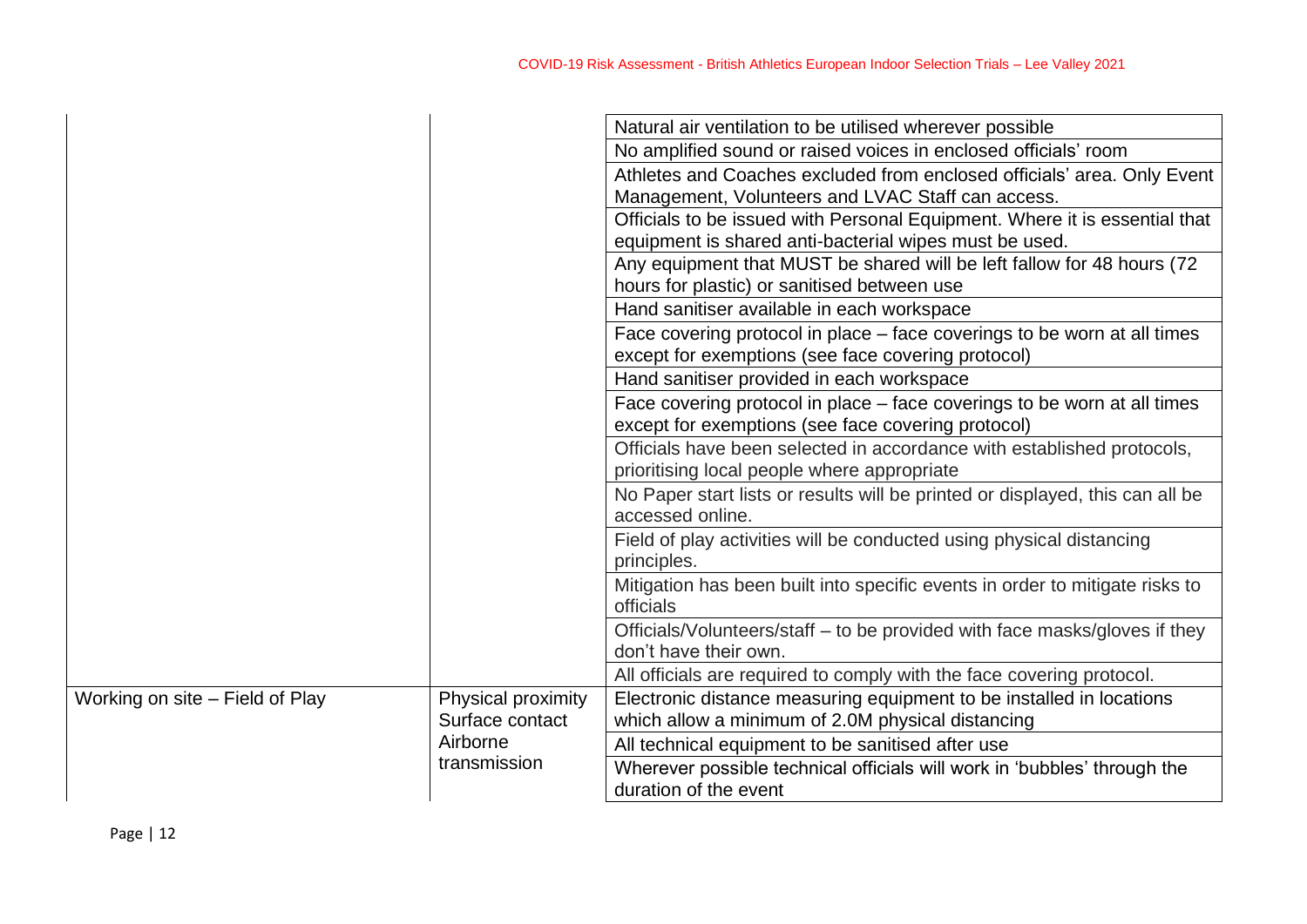| | | |
|---|---|---|
| | | Natural air ventilation to be utilised wherever possible |
| | | No amplified sound or raised voices in enclosed officials' room |
| | | Athletes and Coaches excluded from enclosed officials' area. Only Event Management, Volunteers and LVAC Staff can access. |
| | | Officials to be issued with Personal Equipment. Where it is essential that equipment is shared anti-bacterial wipes must be used. |
| | | Any equipment that MUST be shared will be left fallow for 48 hours (72 hours for plastic) or sanitised between use |
| | | Hand sanitiser available in each workspace |
| | | Face covering protocol in place – face coverings to be worn at all times except for exemptions (see face covering protocol) |
| | | Hand sanitiser provided in each workspace |
| | | Face covering protocol in place – face coverings to be worn at all times except for exemptions (see face covering protocol) |
| | | Officials have been selected in accordance with established protocols, prioritising local people where appropriate |
| | | No Paper start lists or results will be printed or displayed, this can all be accessed online. |
| | | Field of play activities will be conducted using physical distancing principles. |
| | | Mitigation has been built into specific events in order to mitigate risks to officials |
| | | Officials/Volunteers/staff – to be provided with face masks/gloves if they don't have their own. |
| | | All officials are required to comply with the face covering protocol. |
| Working on site – Field of Play | Physical proximity<br>Surface contact<br>Airborne transmission | Electronic distance measuring equipment to be installed in locations which allow a minimum of 2.0M physical distancing |
| | | All technical equipment to be sanitised after use |
| | | Wherever possible technical officials will work in 'bubbles' through the duration of the event |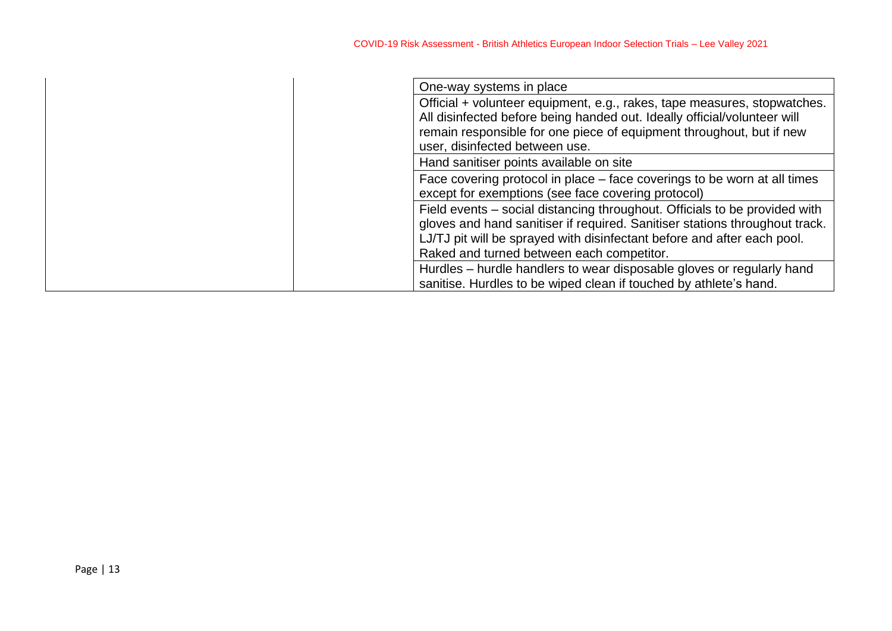| | | |
|---|---|---|
| | | One-way systems in place |
| | | Official + volunteer equipment, e.g., rakes, tape measures, stopwatches. All disinfected before being handed out. Ideally official/volunteer will remain responsible for one piece of equipment throughout, but if new user, disinfected between use. |
| | | Hand sanitiser points available on site |
| | | Face covering protocol in place – face coverings to be worn at all times except for exemptions (see face covering protocol) |
| | | Field events – social distancing throughout. Officials to be provided with gloves and hand sanitiser if required. Sanitiser stations throughout track. LJ/TJ pit will be sprayed with disinfectant before and after each pool. Raked and turned between each competitor. |
| | | Hurdles – hurdle handlers to wear disposable gloves or regularly hand sanitise. Hurdles to be wiped clean if touched by athlete's hand. |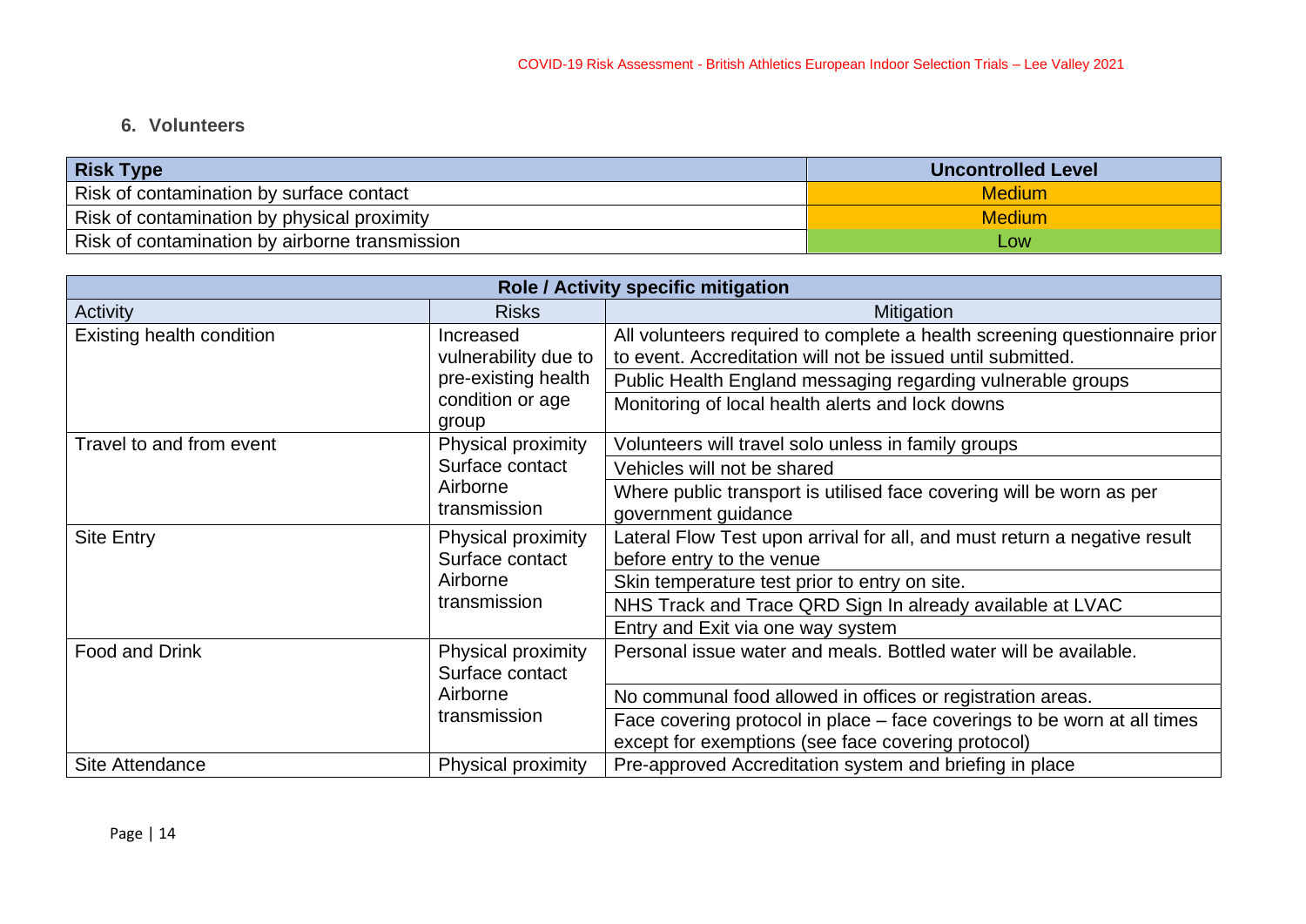## 6. Volunteers

| Risk Type | Uncontrolled Level |
|---|---|
| Risk of contamination by surface contact | Medium |
| Risk of contamination by physical proximity | Medium |
| Risk of contamination by airborne transmission | Low |

| Role / Activity specific mitigation | | |
|---|---|---|
| Activity | Risks | Mitigation |
| Existing health condition | Increased vulnerability due to pre-existing health condition or age group | All volunteers required to complete a health screening questionnaire prior to event. Accreditation will not be issued until submitted. |
| | | Public Health England messaging regarding vulnerable groups |
| | | Monitoring of local health alerts and lock downs |
| Travel to and from event | Physical proximity Surface contact Airborne transmission | Volunteers will travel solo unless in family groups |
| | | Vehicles will not be shared |
| | | Where public transport is utilised face covering will be worn as per government guidance |
| Site Entry | Physical proximity Surface contact Airborne transmission | Lateral Flow Test upon arrival for all, and must return a negative result before entry to the venue |
| | | Skin temperature test prior to entry on site. |
| | | NHS Track and Trace QRD Sign In already available at LVAC |
| | | Entry and Exit via one way system |
| Food and Drink | Physical proximity Surface contact Airborne transmission | Personal issue water and meals. Bottled water will be available. |
| | | No communal food allowed in offices or registration areas. |
| | | Face covering protocol in place – face coverings to be worn at all times except for exemptions (see face covering protocol) |
| Site Attendance | Physical proximity | Pre-approved Accreditation system and briefing in place |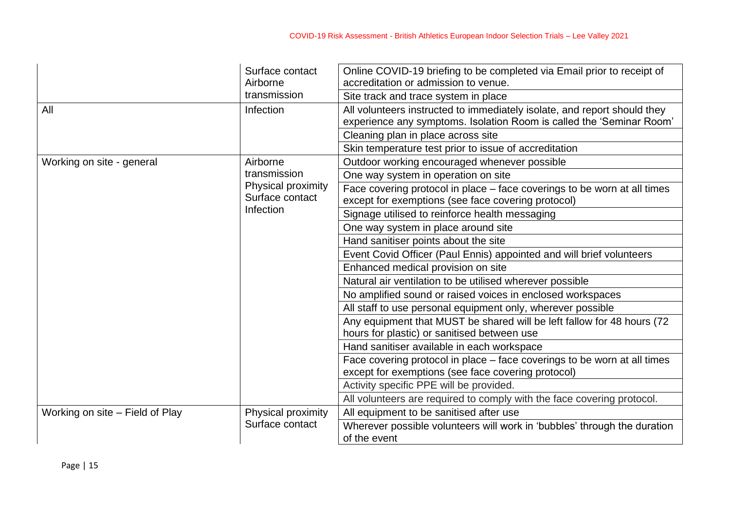| | | |
|---|---|---|
| | Surface contact Airborne transmission | Online COVID-19 briefing to be completed via Email prior to receipt of accreditation or admission to venue. |
| | | Site track and trace system in place |
| All | Infection | All volunteers instructed to immediately isolate, and report should they experience any symptoms. Isolation Room is called the 'Seminar Room' |
| | | Cleaning plan in place across site |
| | | Skin temperature test prior to issue of accreditation |
| Working on site - general | Airborne transmission Physical proximity Surface contact Infection | Outdoor working encouraged whenever possible |
| | | One way system in operation on site |
| | | Face covering protocol in place – face coverings to be worn at all times except for exemptions (see face covering protocol) |
| | | Signage utilised to reinforce health messaging |
| | | One way system in place around site |
| | | Hand sanitiser points about the site |
| | | Event Covid Officer (Paul Ennis) appointed and will brief volunteers |
| | | Enhanced medical provision on site |
| | | Natural air ventilation to be utilised wherever possible |
| | | No amplified sound or raised voices in enclosed workspaces |
| | | All staff to use personal equipment only, wherever possible |
| | | Any equipment that MUST be shared will be left fallow for 48 hours (72 hours for plastic) or sanitised between use |
| | | Hand sanitiser available in each workspace |
| | | Face covering protocol in place – face coverings to be worn at all times except for exemptions (see face covering protocol) |
| | | Activity specific PPE will be provided. |
| | | All volunteers are required to comply with the face covering protocol. |
| Working on site – Field of Play | Physical proximity Surface contact | All equipment to be sanitised after use |
| | | Wherever possible volunteers will work in 'bubbles' through the duration of the event |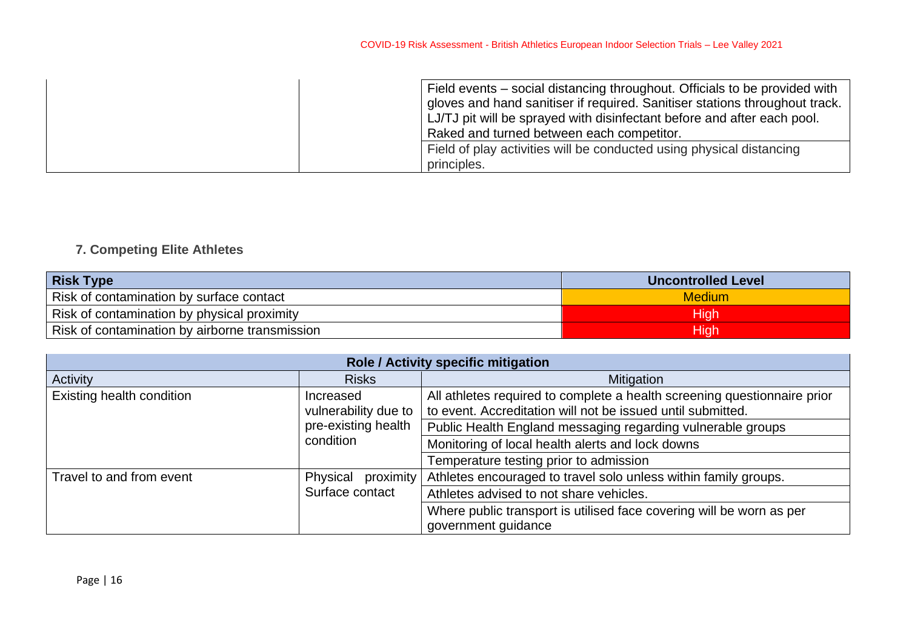| | | |
|---|---|---|
| | | Field events – social distancing throughout. Officials to be provided with gloves and hand sanitiser if required. Sanitiser stations throughout track. LJ/TJ pit will be sprayed with disinfectant before and after each pool. Raked and turned between each competitor. |
| | | Field of play activities will be conducted using physical distancing principles. |

### 7. Competing Elite Athletes

| Risk Type | Uncontrolled Level |
|---|---|
| Risk of contamination by surface contact | Medium |
| Risk of contamination by physical proximity | High |
| Risk of contamination by airborne transmission | High |

| Role / Activity specific mitigation | | |
|---|---|---|
| Activity | Risks | Mitigation |
| Existing health condition | Increased vulnerability due to pre-existing health condition | All athletes required to complete a health screening questionnaire prior to event. Accreditation will not be issued until submitted. |
| | | Public Health England messaging regarding vulnerable groups |
| | | Monitoring of local health alerts and lock downs |
| | | Temperature testing prior to admission |
| Travel to and from event | Physical proximity Surface contact | Athletes encouraged to travel solo unless within family groups. |
| | | Athletes advised to not share vehicles. |
| | | Where public transport is utilised face covering will be worn as per government guidance |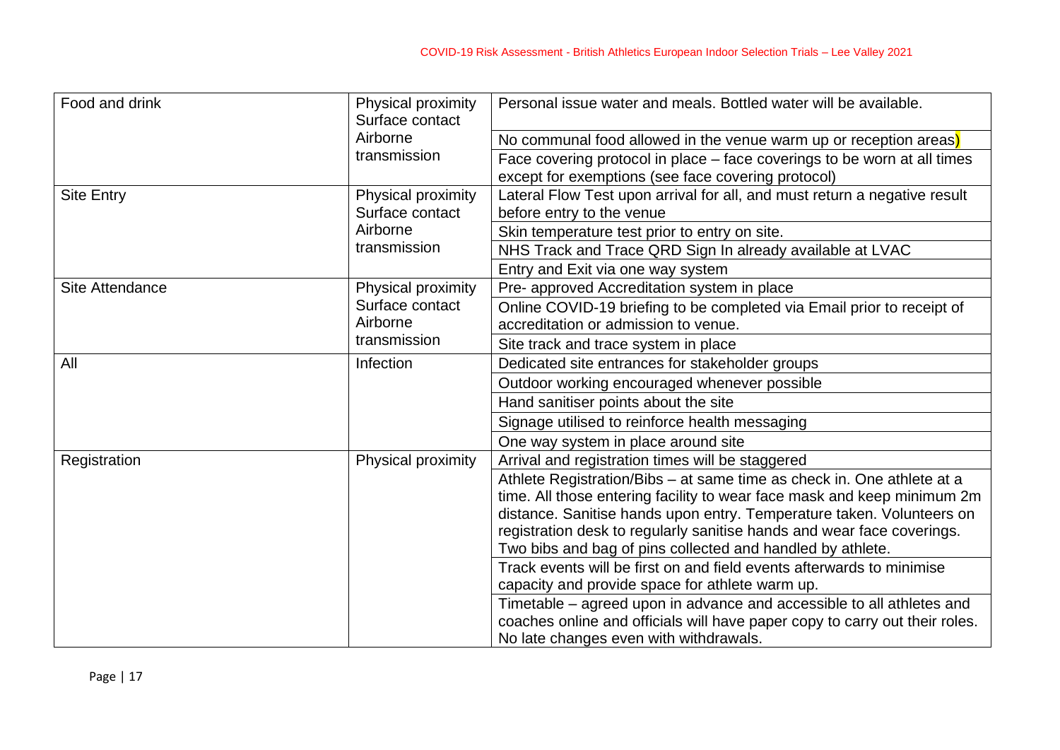| Food and drink | Physical proximity Surface contact Airborne transmission | Personal issue water and meals. Bottled water will be available. |
|---|---|---|
| | | No communal food allowed in the venue warm up or reception areas) |
| | | Face covering protocol in place – face coverings to be worn at all times except for exemptions (see face covering protocol) |
| Site Entry | Physical proximity Surface contact Airborne transmission | Lateral Flow Test upon arrival for all, and must return a negative result before entry to the venue |
| | | Skin temperature test prior to entry on site. |
| | | NHS Track and Trace QRD Sign In already available at LVAC |
| | | Entry and Exit via one way system |
| Site Attendance | Physical proximity Surface contact Airborne transmission | Pre- approved Accreditation system in place |
| | | Online COVID-19 briefing to be completed via Email prior to receipt of accreditation or admission to venue. |
| | | Site track and trace system in place |
| All | Infection | Dedicated site entrances for stakeholder groups |
| | | Outdoor working encouraged whenever possible |
| | | Hand sanitiser points about the site |
| | | Signage utilised to reinforce health messaging |
| | | One way system in place around site |
| Registration | Physical proximity | Arrival and registration times will be staggered |
| | | Athlete Registration/Bibs – at same time as check in. One athlete at a time. All those entering facility to wear face mask and keep minimum 2m distance. Sanitise hands upon entry. Temperature taken. Volunteers on registration desk to regularly sanitise hands and wear face coverings. Two bibs and bag of pins collected and handled by athlete. |
| | | Track events will be first on and field events afterwards to minimise capacity and provide space for athlete warm up. |
| | | Timetable – agreed upon in advance and accessible to all athletes and coaches online and officials will have paper copy to carry out their roles. No late changes even with withdrawals. |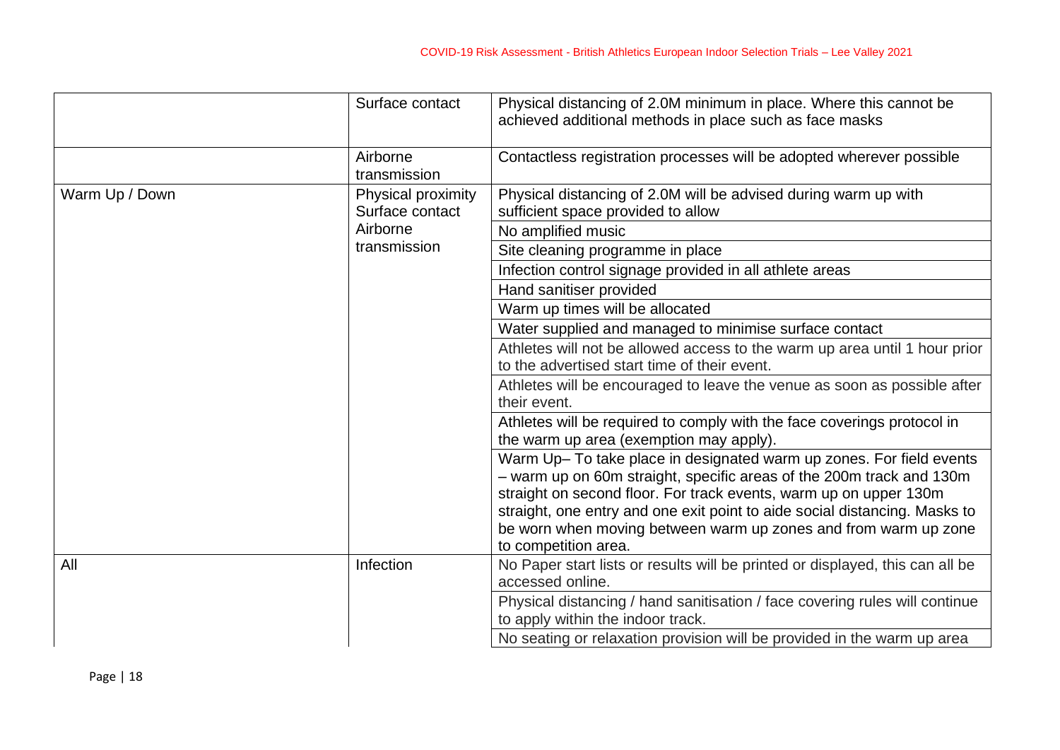| | | |
|---|---|---|
| | Surface contact | Physical distancing of 2.0M minimum in place. Where this cannot be achieved additional methods in place such as face masks |
| | Airborne transmission | Contactless registration processes will be adopted wherever possible |
| Warm Up / Down | Physical proximity Surface contact Airborne transmission | Physical distancing of 2.0M will be advised during warm up with sufficient space provided to allow |
| | | No amplified music |
| | | Site cleaning programme in place |
| | | Infection control signage provided in all athlete areas |
| | | Hand sanitiser provided |
| | | Warm up times will be allocated |
| | | Water supplied and managed to minimise surface contact |
| | | Athletes will not be allowed access to the warm up area until 1 hour prior to the advertised start time of their event. |
| | | Athletes will be encouraged to leave the venue as soon as possible after their event. |
| | | Athletes will be required to comply with the face coverings protocol in the warm up area (exemption may apply). |
| | | Warm Up– To take place in designated warm up zones. For field events – warm up on 60m straight, specific areas of the 200m track and 130m straight on second floor. For track events, warm up on upper 130m straight, one entry and one exit point to aide social distancing. Masks to be worn when moving between warm up zones and from warm up zone to competition area. |
| All | Infection | No Paper start lists or results will be printed or displayed, this can all be accessed online. |
| | | Physical distancing / hand sanitisation / face covering rules will continue to apply within the indoor track. |
| | | No seating or relaxation provision will be provided in the warm up area |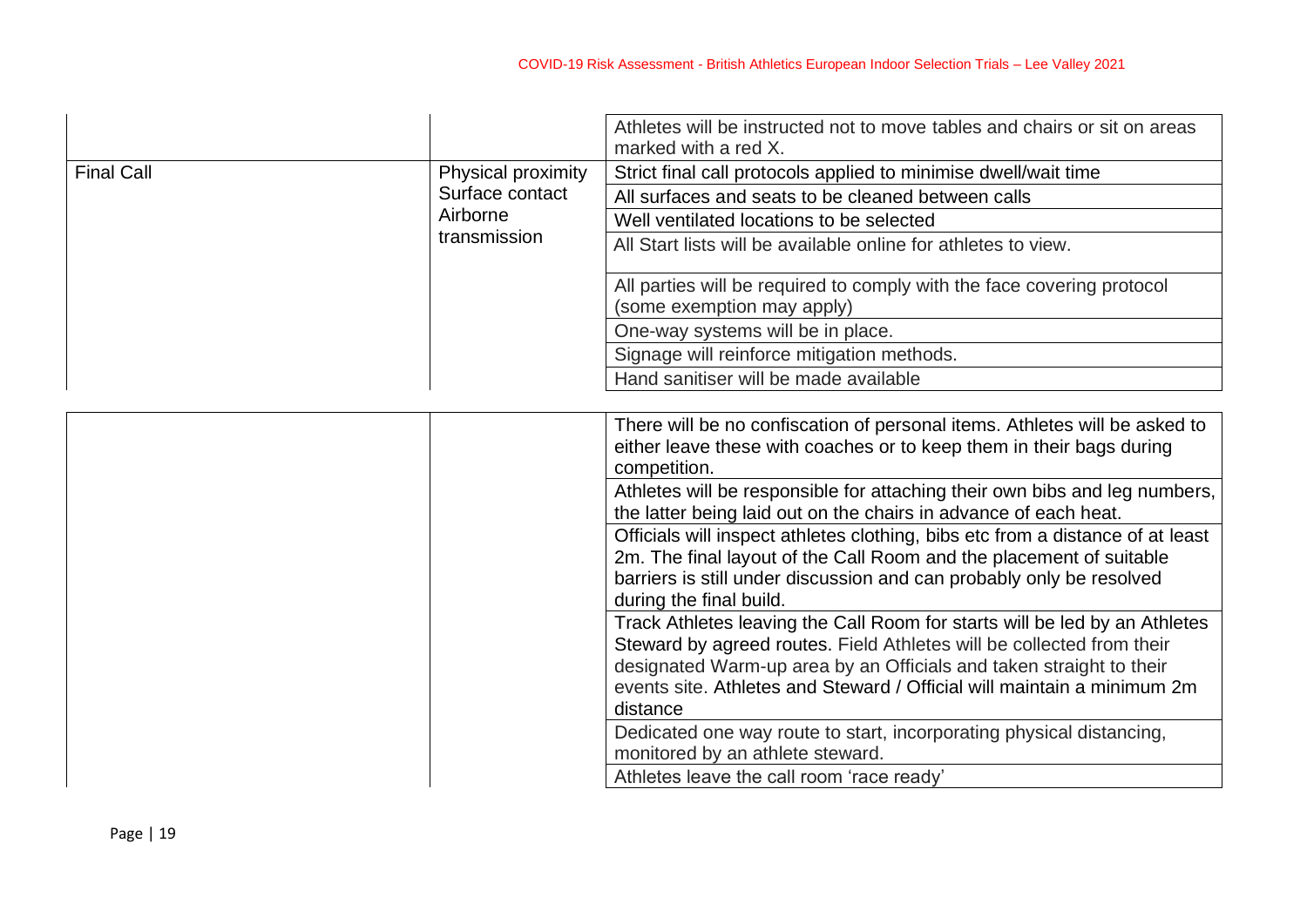| | | |
|---|---|---|
| | | Athletes will be instructed not to move tables and chairs or sit on areas marked with a red X. |
| Final Call | Physical proximity<br>Surface contact<br>Airborne transmission | Strict final call protocols applied to minimise dwell/wait time |
| | | All surfaces and seats to be cleaned between calls |
| | | Well ventilated locations to be selected |
| | | All Start lists will be available online for athletes to view. |
| | | All parties will be required to comply with the face covering protocol (some exemption may apply) |
| | | One-way systems will be in place. |
| | | Signage will reinforce mitigation methods. |
| | | Hand sanitiser will be made available |
| | | There will be no confiscation of personal items. Athletes will be asked to either leave these with coaches or to keep them in their bags during competition. |
| | | Athletes will be responsible for attaching their own bibs and leg numbers, the latter being laid out on the chairs in advance of each heat. |
| | | Officials will inspect athletes clothing, bibs etc from a distance of at least 2m. The final layout of the Call Room and the placement of suitable barriers is still under discussion and can probably only be resolved during the final build. |
| | | Track Athletes leaving the Call Room for starts will be led by an Athletes Steward by agreed routes. Field Athletes will be collected from their designated Warm-up area by an Officials and taken straight to their events site. Athletes and Steward / Official will maintain a minimum 2m distance |
| | | Dedicated one way route to start, incorporating physical distancing, monitored by an athlete steward. |
| | | Athletes leave the call room 'race ready' |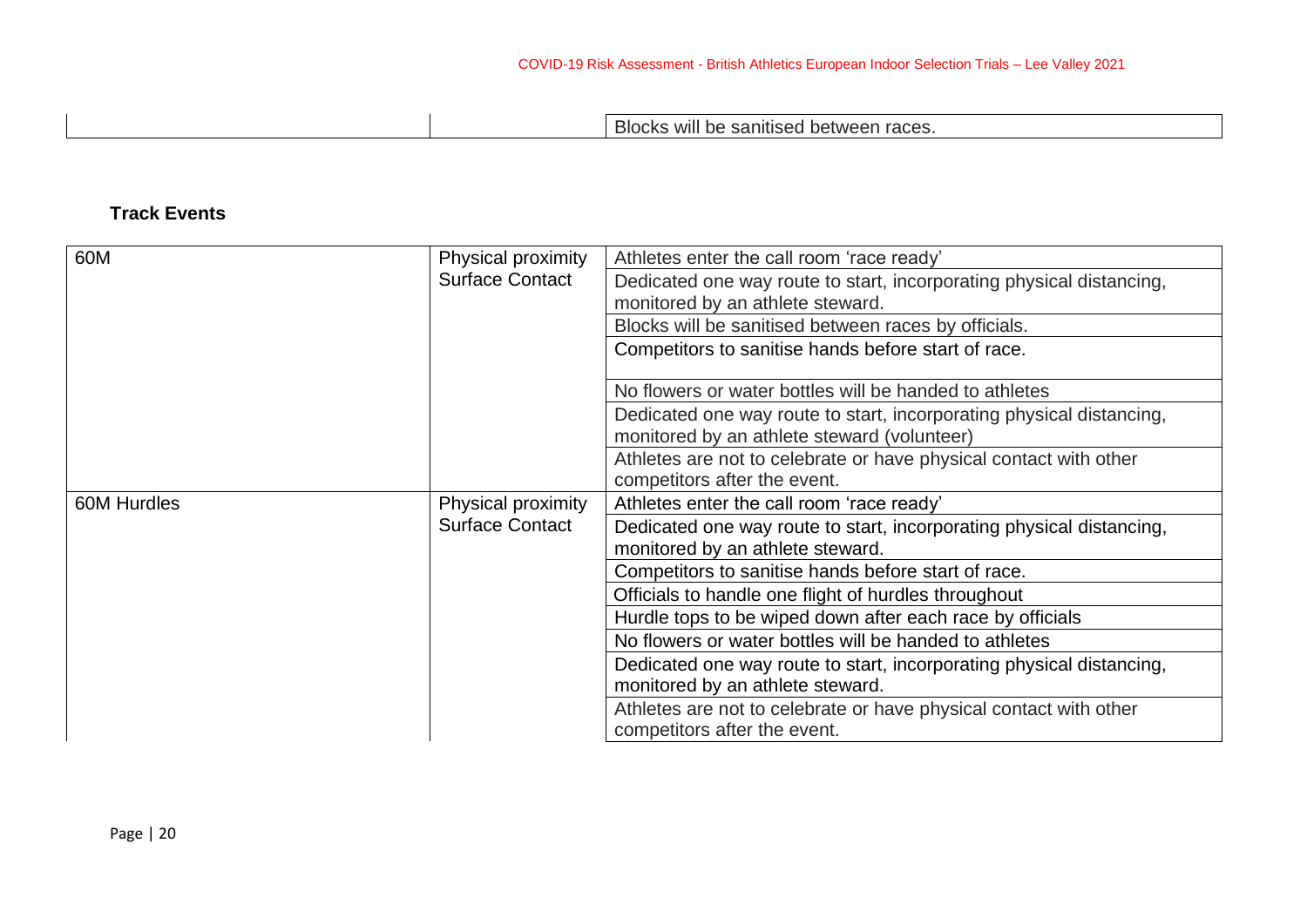| | | Blocks will be sanitised between races. |
|---|---|---|

**Track Events**

| | | |
|---|---|---|
| 60M | Physical proximity<br>Surface Contact | Athletes enter the call room 'race ready' |
| | | Dedicated one way route to start, incorporating physical distancing, monitored by an athlete steward. |
| | | Blocks will be sanitised between races by officials. |
| | | Competitors to sanitise hands before start of race. |
| | | No flowers or water bottles will be handed to athletes |
| | | Dedicated one way route to start, incorporating physical distancing, monitored by an athlete steward (volunteer) |
| | | Athletes are not to celebrate or have physical contact with other competitors after the event. |
| 60M Hurdles | Physical proximity<br>Surface Contact | Athletes enter the call room 'race ready' |
| | | Dedicated one way route to start, incorporating physical distancing, monitored by an athlete steward. |
| | | Competitors to sanitise hands before start of race. |
| | | Officials to handle one flight of hurdles throughout |
| | | Hurdle tops to be wiped down after each race by officials |
| | | No flowers or water bottles will be handed to athletes |
| | | Dedicated one way route to start, incorporating physical distancing, monitored by an athlete steward. |
| | | Athletes are not to celebrate or have physical contact with other competitors after the event. |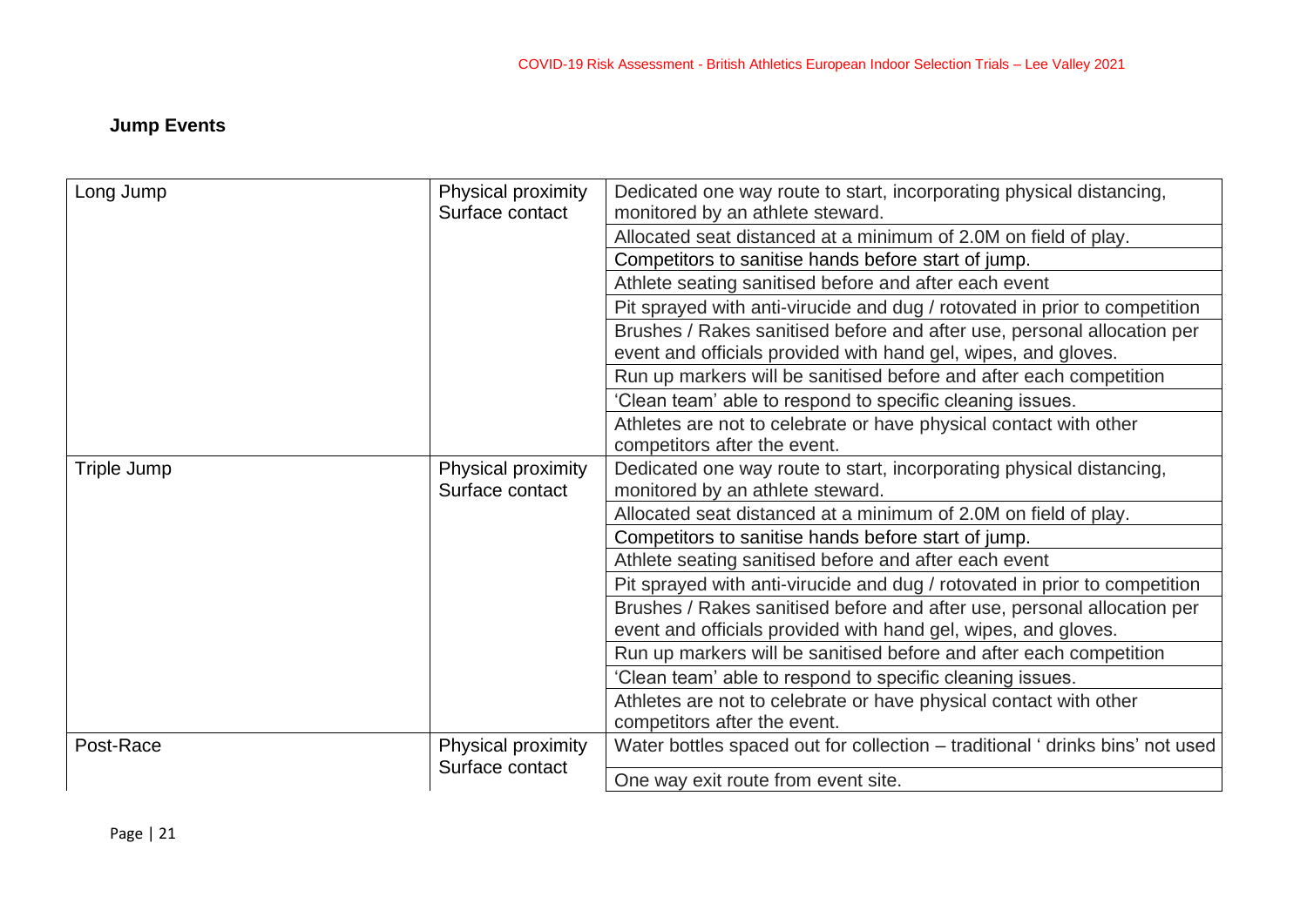## Jump Events

| | | |
|---|---|---|
| Long Jump | Physical proximity Surface contact | Dedicated one way route to start, incorporating physical distancing, monitored by an athlete steward. |
| | | Allocated seat distanced at a minimum of 2.0M on field of play. |
| | | Competitors to sanitise hands before start of jump. |
| | | Athlete seating sanitised before and after each event |
| | | Pit sprayed with anti-virucide and dug / rotovated in prior to competition |
| | | Brushes / Rakes sanitised before and after use, personal allocation per event and officials provided with hand gel, wipes, and gloves. |
| | | Run up markers will be sanitised before and after each competition |
| | | 'Clean team' able to respond to specific cleaning issues. |
| | | Athletes are not to celebrate or have physical contact with other competitors after the event. |
| Triple Jump | Physical proximity Surface contact | Dedicated one way route to start, incorporating physical distancing, monitored by an athlete steward. |
| | | Allocated seat distanced at a minimum of 2.0M on field of play. |
| | | Competitors to sanitise hands before start of jump. |
| | | Athlete seating sanitised before and after each event |
| | | Pit sprayed with anti-virucide and dug / rotovated in prior to competition |
| | | Brushes / Rakes sanitised before and after use, personal allocation per event and officials provided with hand gel, wipes, and gloves. |
| | | Run up markers will be sanitised before and after each competition |
| | | 'Clean team' able to respond to specific cleaning issues. |
| | | Athletes are not to celebrate or have physical contact with other competitors after the event. |
| Post-Race | Physical proximity Surface contact | Water bottles spaced out for collection – traditional ' drinks bins' not used |
| | | One way exit route from event site. |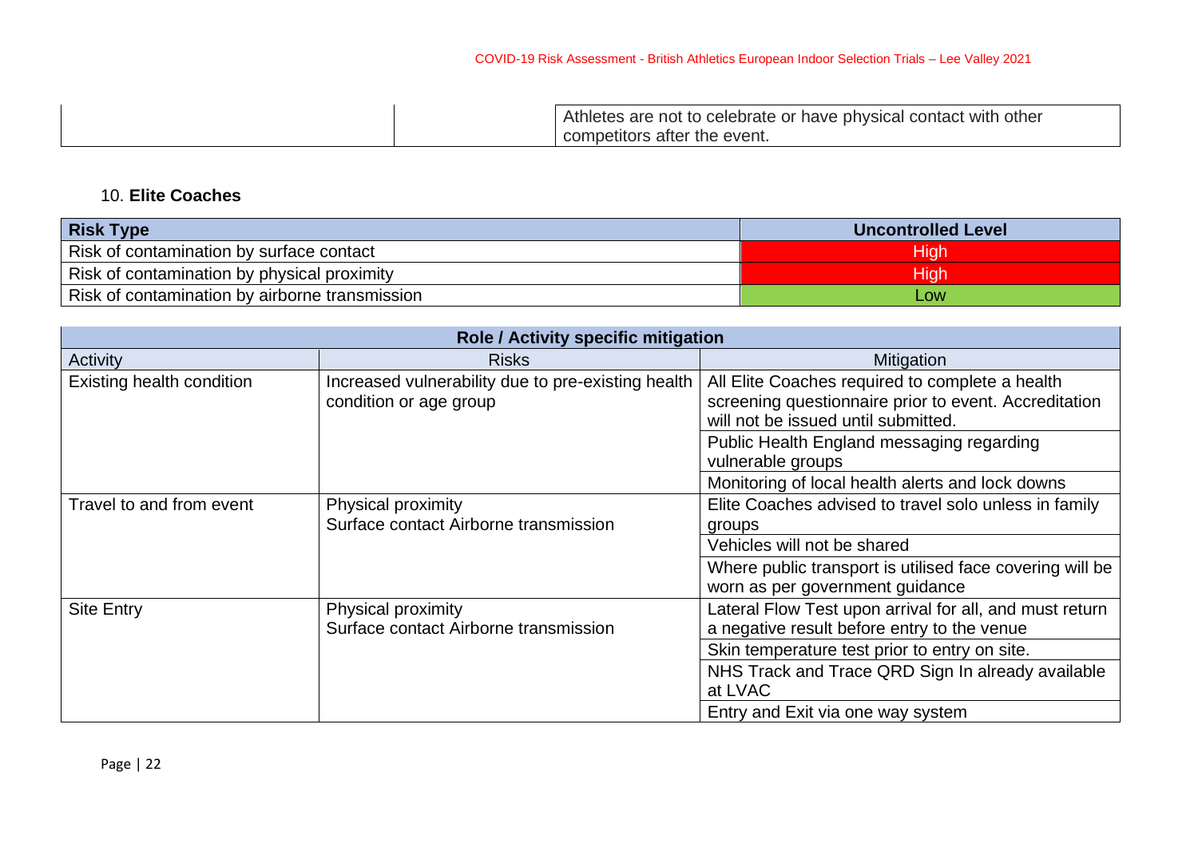| | | Athletes are not to celebrate or have physical contact with other competitors after the event. |
|---|---|---|

## 10. **Elite Coaches**

| Risk Type | Uncontrolled Level |
|---|---|
| Risk of contamination by surface contact | High |
| Risk of contamination by physical proximity | High |
| Risk of contamination by airborne transmission | Low |

| Role / Activity specific mitigation | | |
|---|---|---|
| Activity | Risks | Mitigation |
| Existing health condition | Increased vulnerability due to pre-existing health condition or age group | All Elite Coaches required to complete a health screening questionnaire prior to event. Accreditation will not be issued until submitted. |
| | | Public Health England messaging regarding vulnerable groups |
| | | Monitoring of local health alerts and lock downs |
| Travel to and from event | Physical proximity<br>Surface contact Airborne transmission | Elite Coaches advised to travel solo unless in family groups |
| | | Vehicles will not be shared |
| | | Where public transport is utilised face covering will be worn as per government guidance |
| Site Entry | Physical proximity<br>Surface contact Airborne transmission | Lateral Flow Test upon arrival for all, and must return a negative result before entry to the venue |
| | | Skin temperature test prior to entry on site. |
| | | NHS Track and Trace QRD Sign In already available at LVAC |
| | | Entry and Exit via one way system |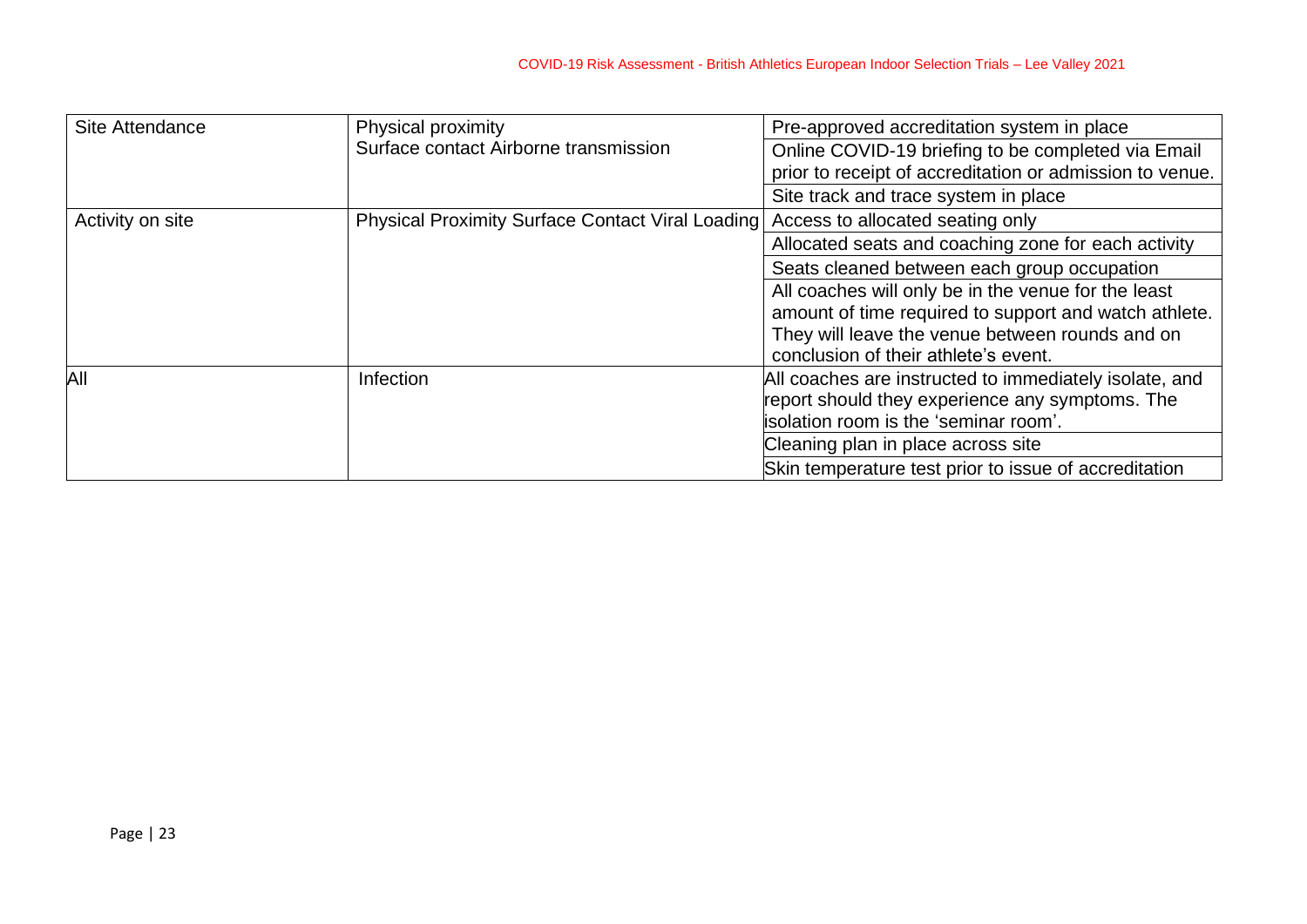| Site Attendance | Physical proximity Surface contact Airborne transmission | Pre-approved accreditation system in place |
| --- | --- | --- |
| | | Online COVID-19 briefing to be completed via Email prior to receipt of accreditation or admission to venue. |
| | | Site track and trace system in place |
| Activity on site | Physical Proximity Surface Contact Viral Loading | Access to allocated seating only |
| | | Allocated seats and coaching zone for each activity |
| | | Seats cleaned between each group occupation |
| | | All coaches will only be in the venue for the least amount of time required to support and watch athlete. They will leave the venue between rounds and on conclusion of their athlete's event. |
| All | Infection | All coaches are instructed to immediately isolate, and report should they experience any symptoms. The isolation room is the 'seminar room'. |
| | | Cleaning plan in place across site |
| | | Skin temperature test prior to issue of accreditation |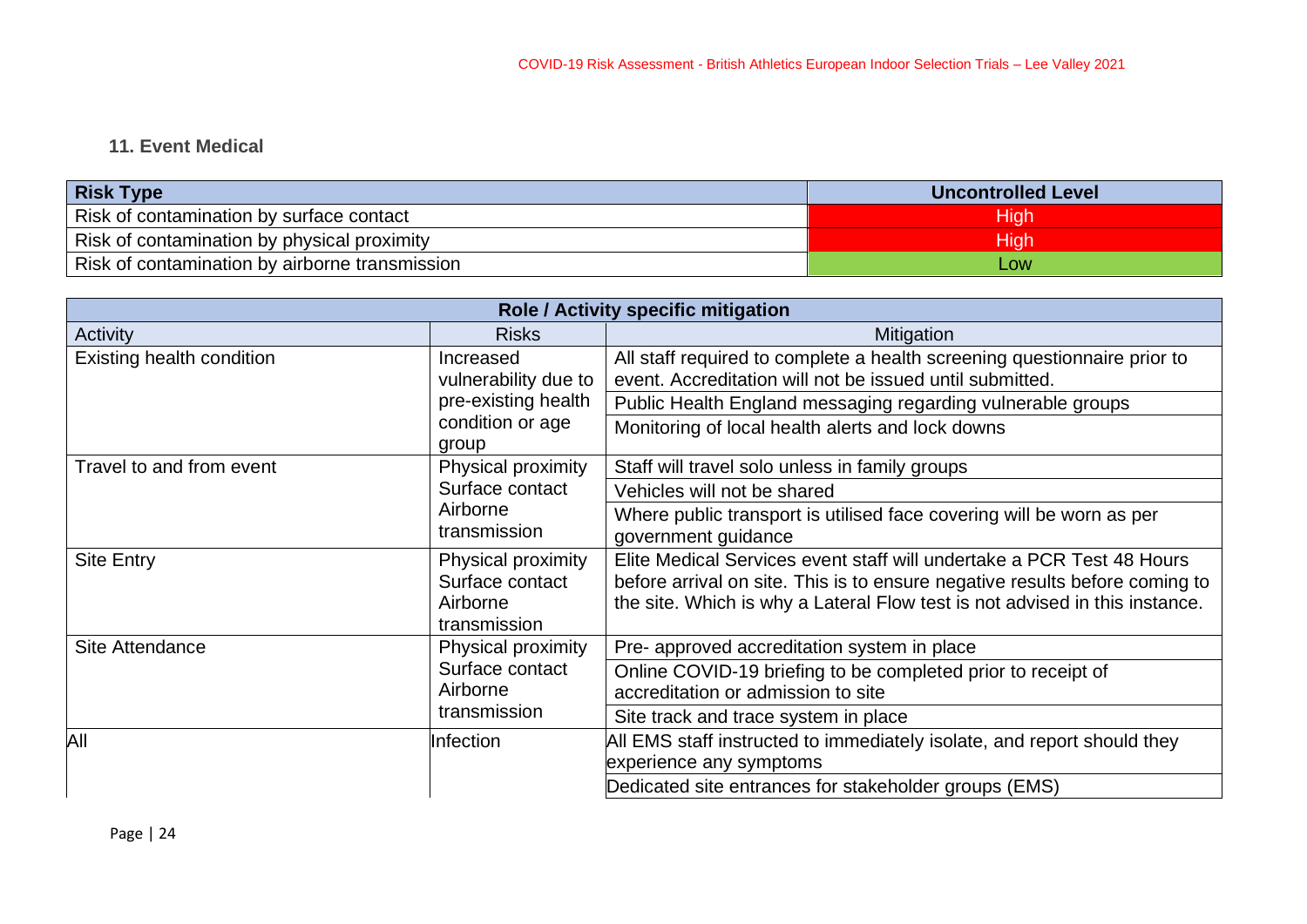### 11. Event Medical

| Risk Type | Uncontrolled Level |
|---|---|
| Risk of contamination by surface contact | High |
| Risk of contamination by physical proximity | High |
| Risk of contamination by airborne transmission | Low |

| Role / Activity specific mitigation | | |
|---|---|---|
| **Activity** | **Risks** | **Mitigation** |
| Existing health condition | Increased vulnerability due to pre-existing health condition or age group | All staff required to complete a health screening questionnaire prior to event. Accreditation will not be issued until submitted. |
| | | Public Health England messaging regarding vulnerable groups |
| | | Monitoring of local health alerts and lock downs |
| Travel to and from event | Physical proximity Surface contact Airborne transmission | Staff will travel solo unless in family groups |
| | | Vehicles will not be shared |
| | | Where public transport is utilised face covering will be worn as per government guidance |
| Site Entry | Physical proximity Surface contact Airborne transmission | Elite Medical Services event staff will undertake a PCR Test 48 Hours before arrival on site. This is to ensure negative results before coming to the site. Which is why a Lateral Flow test is not advised in this instance. |
| Site Attendance | Physical proximity Surface contact Airborne transmission | Pre- approved accreditation system in place |
| | | Online COVID-19 briefing to be completed prior to receipt of accreditation or admission to site |
| | | Site track and trace system in place |
| All | Infection | All EMS staff instructed to immediately isolate, and report should they experience any symptoms |
| | | Dedicated site entrances for stakeholder groups (EMS) |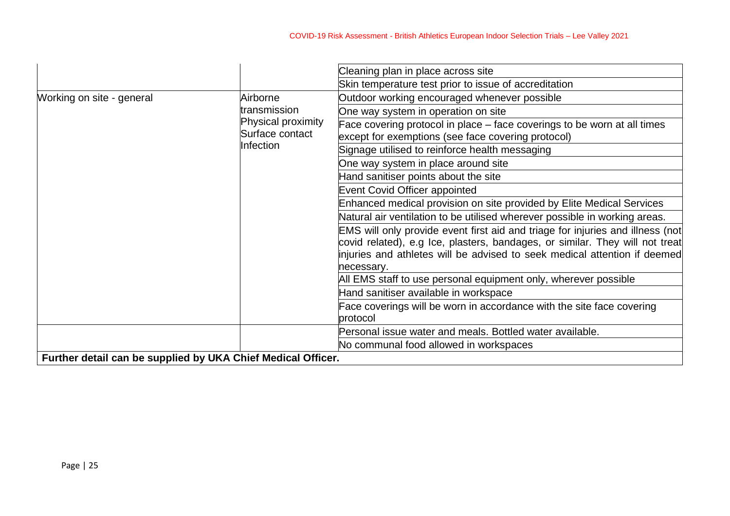| | | |
|---|---|---|
| | | Cleaning plan in place across site |
| | | Skin temperature test prior to issue of accreditation |
| Working on site - general | Airborne transmission<br>Physical proximity<br>Surface contact<br>Infection | Outdoor working encouraged whenever possible |
| | | One way system in operation on site |
| | | Face covering protocol in place – face coverings to be worn at all times except for exemptions (see face covering protocol) |
| | | Signage utilised to reinforce health messaging |
| | | One way system in place around site |
| | | Hand sanitiser points about the site |
| | | Event Covid Officer appointed |
| | | Enhanced medical provision on site provided by Elite Medical Services |
| | | Natural air ventilation to be utilised wherever possible in working areas. |
| | | EMS will only provide event first aid and triage for injuries and illness (not covid related), e.g Ice, plasters, bandages, or similar. They will not treat injuries and athletes will be advised to seek medical attention if deemed necessary. |
| | | All EMS staff to use personal equipment only, wherever possible |
| | | Hand sanitiser available in workspace |
| | | Face coverings will be worn in accordance with the site face covering protocol |
| | | Personal issue water and meals. Bottled water available. |
| | | No communal food allowed in workspaces |
| **Further detail can be supplied by UKA Chief Medical Officer.** | | |